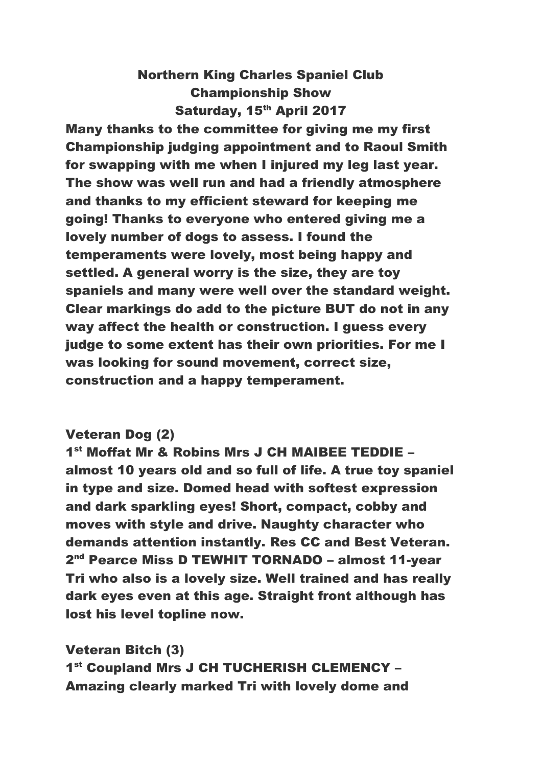# Northern King Charles Spaniel Club
## Championship Show
### Saturday, 15th April 2017

**Many thanks to the committee for giving me my first Championship judging appointment and to Raoul Smith for swapping with me when I injured my leg last year. The show was well run and had a friendly atmosphere and thanks to my efficient steward for keeping me going! Thanks to everyone who entered giving me a lovely number of dogs to assess. I found the temperaments were lovely, most being happy and settled. A general worry is the size, they are toy spaniels and many were well over the standard weight. Clear markings do add to the picture BUT do not in any way affect the health or construction. I guess every judge to some extent has their own priorities. For me I was looking for sound movement, correct size, construction and a happy temperament.**

**Veteran Dog (2)**

**1st Moffat Mr & Robins Mrs J CH MAIBEE TEDDIE – almost 10 years old and so full of life. A true toy spaniel in type and size. Domed head with softest expression and dark sparkling eyes! Short, compact, cobby and moves with style and drive. Naughty character who demands attention instantly. Res CC and Best Veteran.**

**2nd Pearce Miss D TEWHIT TORNADO – almost 11-year Tri who also is a lovely size. Well trained and has really dark eyes even at this age. Straight front although has lost his level topline now.**

**Veteran Bitch (3)**

**1st Coupland Mrs J CH TUCHERISH CLEMENCY – Amazing clearly marked Tri with lovely dome and**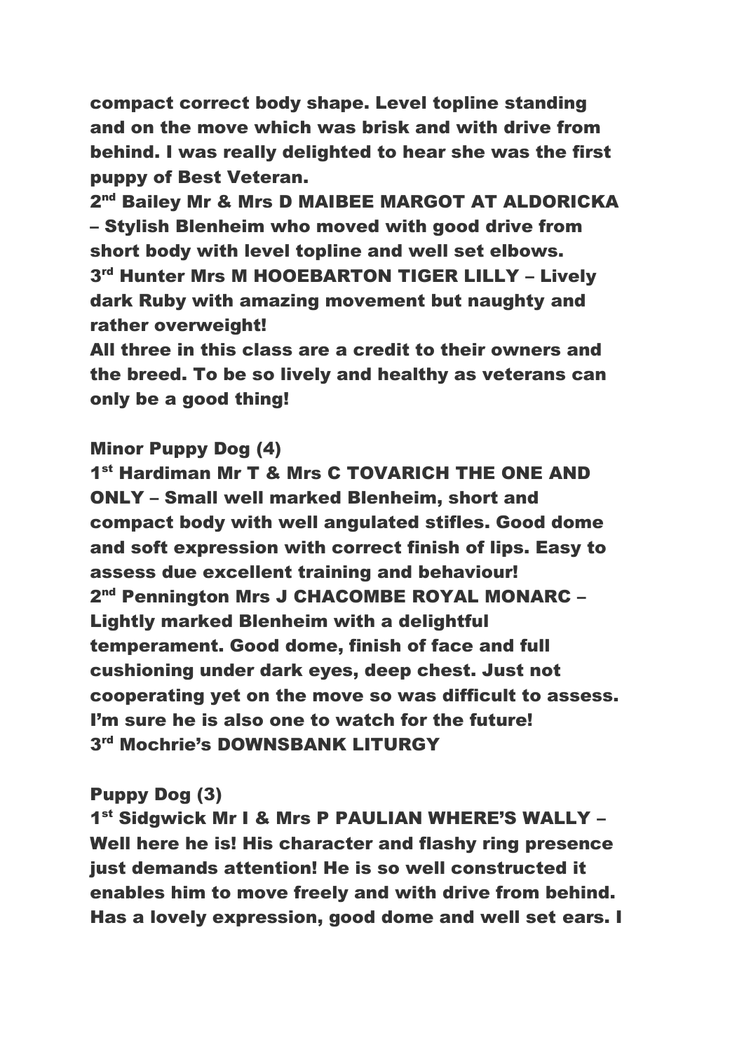**compact correct body shape. Level topline standing and on the move which was brisk and with drive from behind. I was really delighted to hear she was the first puppy of Best Veteran.**

**2nd Bailey Mr & Mrs D MAIBEE MARGOT AT ALDORICKA – Stylish Blenheim who moved with good drive from short body with level topline and well set elbows.**

**3rd Hunter Mrs M HOOEBARTON TIGER LILLY – Lively dark Ruby with amazing movement but naughty and rather overweight!**

**All three in this class are a credit to their owners and the breed. To be so lively and healthy as veterans can only be a good thing!**

**Minor Puppy Dog (4)**

**1st Hardiman Mr T & Mrs C TOVARICH THE ONE AND ONLY – Small well marked Blenheim, short and compact body with well angulated stifles. Good dome and soft expression with correct finish of lips. Easy to assess due excellent training and behaviour!**

**2nd Pennington Mrs J CHACOMBE ROYAL MONARC – Lightly marked Blenheim with a delightful temperament. Good dome, finish of face and full cushioning under dark eyes, deep chest. Just not cooperating yet on the move so was difficult to assess. I'm sure he is also one to watch for the future!**

**3rd Mochrie's DOWNSBANK LITURGY**

**Puppy Dog (3)**

**1st Sidgwick Mr I & Mrs P PAULIAN WHERE'S WALLY – Well here he is! His character and flashy ring presence just demands attention! He is so well constructed it enables him to move freely and with drive from behind. Has a lovely expression, good dome and well set ears. I**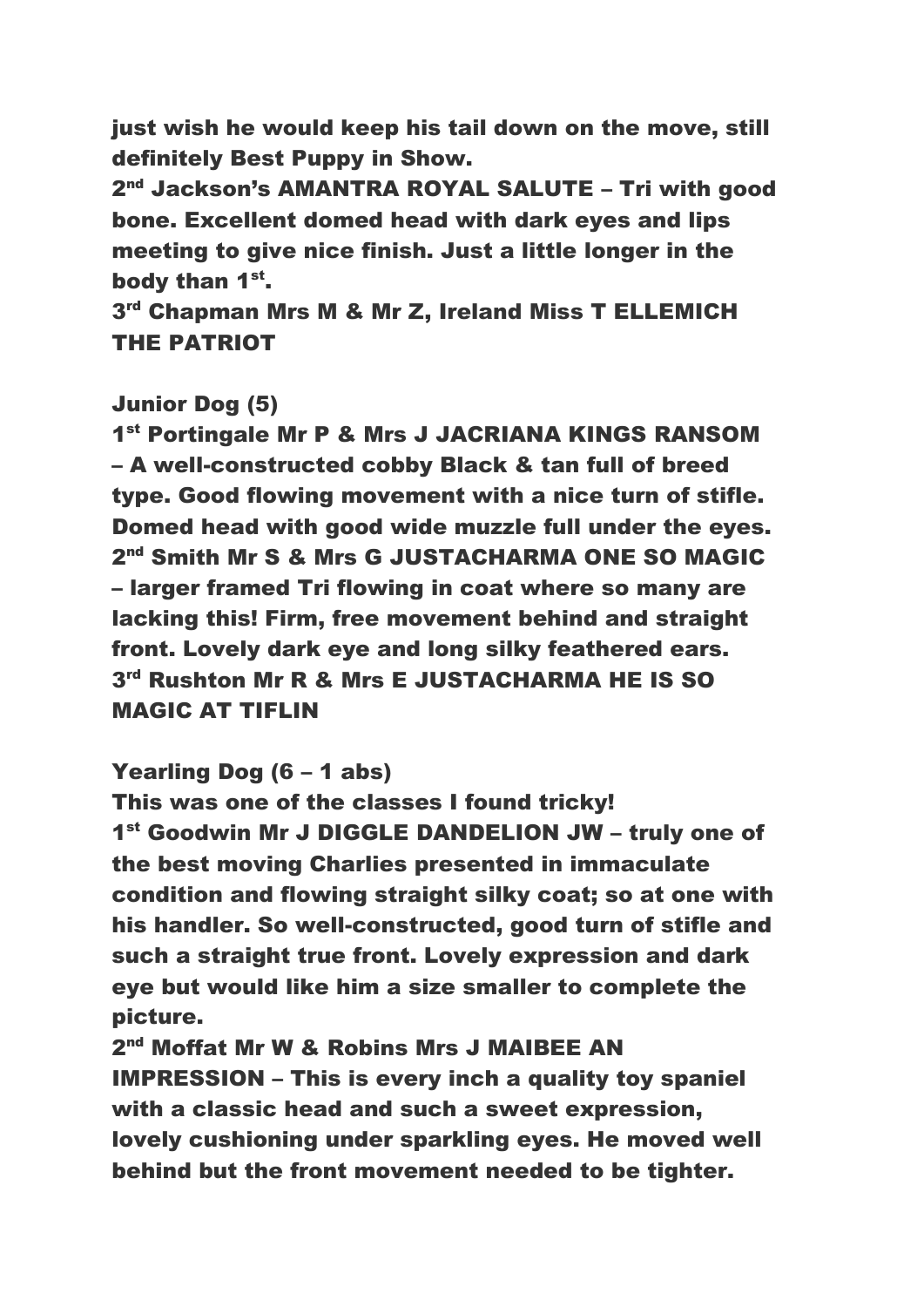**just wish he would keep his tail down on the move, still definitely Best Puppy in Show.**

**2nd Jackson's AMANTRA ROYAL SALUTE – Tri with good bone. Excellent domed head with dark eyes and lips meeting to give nice finish. Just a little longer in the body than 1st.**

**3rd Chapman Mrs M & Mr Z, Ireland Miss T ELLEMICH THE PATRIOT**

**Junior Dog (5)**

**1st Portingale Mr P & Mrs J JACRIANA KINGS RANSOM – A well-constructed cobby Black & tan full of breed type. Good flowing movement with a nice turn of stifle. Domed head with good wide muzzle full under the eyes.**

**2nd Smith Mr S & Mrs G JUSTACHARMA ONE SO MAGIC – larger framed Tri flowing in coat where so many are lacking this! Firm, free movement behind and straight front. Lovely dark eye and long silky feathered ears.**

**3rd Rushton Mr R & Mrs E JUSTACHARMA HE IS SO MAGIC AT TIFLIN**

**Yearling Dog (6 – 1 abs)**

**This was one of the classes I found tricky!**

**1st Goodwin Mr J DIGGLE DANDELION JW – truly one of the best moving Charlies presented in immaculate condition and flowing straight silky coat; so at one with his handler. So well-constructed, good turn of stifle and such a straight true front. Lovely expression and dark eye but would like him a size smaller to complete the picture.**

**2nd Moffat Mr W & Robins Mrs J MAIBEE AN IMPRESSION – This is every inch a quality toy spaniel with a classic head and such a sweet expression, lovely cushioning under sparkling eyes. He moved well behind but the front movement needed to be tighter.**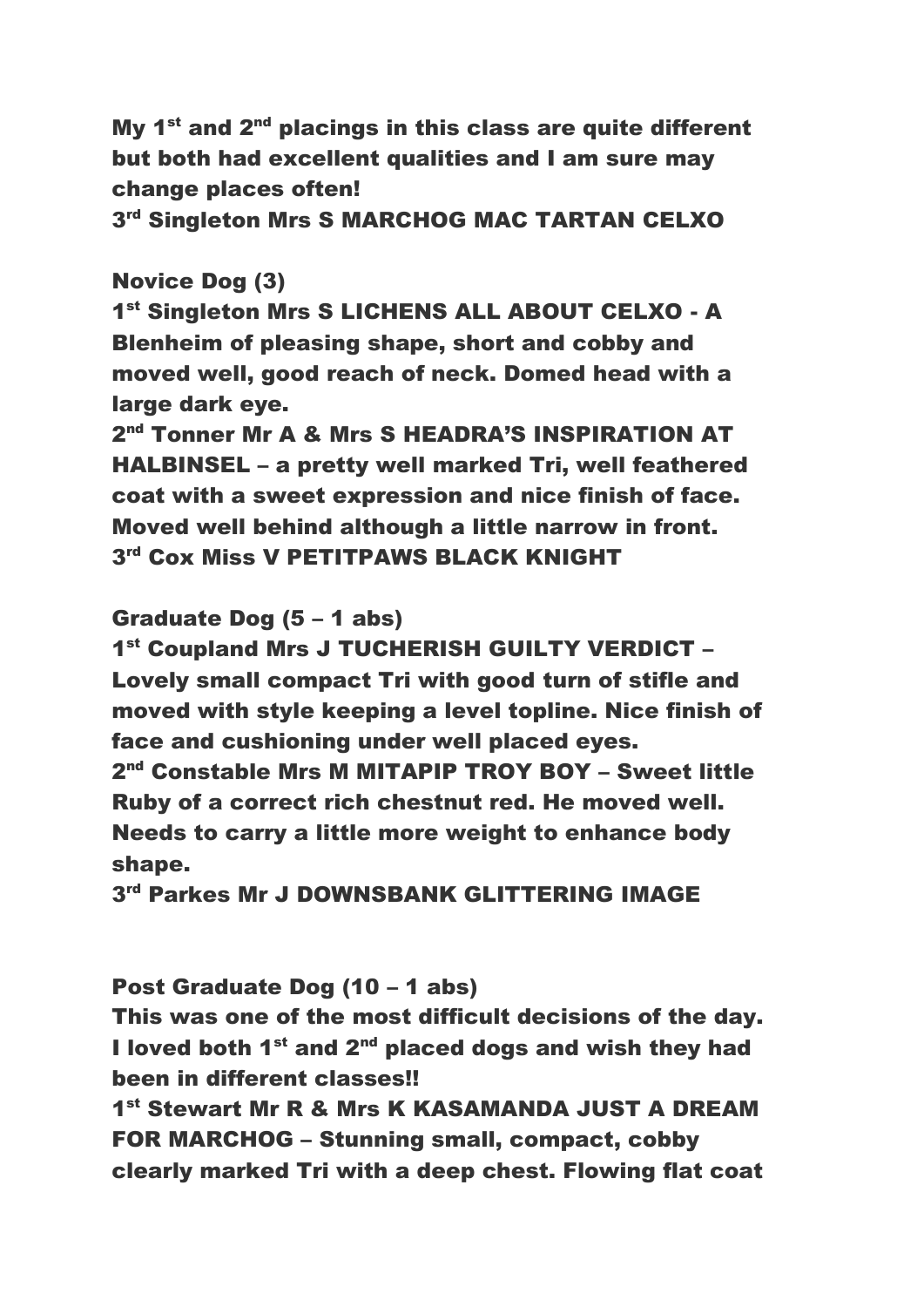**My 1st and 2nd placings in this class are quite different but both had excellent qualities and I am sure may change places often!**

**3rd Singleton Mrs S MARCHOG MAC TARTAN CELXO**

**Novice Dog (3)**

**1st Singleton Mrs S LICHENS ALL ABOUT CELXO - A Blenheim of pleasing shape, short and cobby and moved well, good reach of neck. Domed head with a large dark eye.**

**2nd Tonner Mr A & Mrs S HEADRA'S INSPIRATION AT HALBINSEL – a pretty well marked Tri, well feathered coat with a sweet expression and nice finish of face. Moved well behind although a little narrow in front.**

**3rd Cox Miss V PETITPAWS BLACK KNIGHT**

**Graduate Dog (5 – 1 abs)**

**1st Coupland Mrs J TUCHERISH GUILTY VERDICT – Lovely small compact Tri with good turn of stifle and moved with style keeping a level topline. Nice finish of face and cushioning under well placed eyes.**

**2nd Constable Mrs M MITAPIP TROY BOY – Sweet little Ruby of a correct rich chestnut red. He moved well. Needs to carry a little more weight to enhance body shape.**

**3rd Parkes Mr J DOWNSBANK GLITTERING IMAGE**

**Post Graduate Dog (10 – 1 abs)**

**This was one of the most difficult decisions of the day. I loved both 1st and 2nd placed dogs and wish they had been in different classes!!**

**1st Stewart Mr R & Mrs K KASAMANDA JUST A DREAM FOR MARCHOG – Stunning small, compact, cobby clearly marked Tri with a deep chest. Flowing flat coat**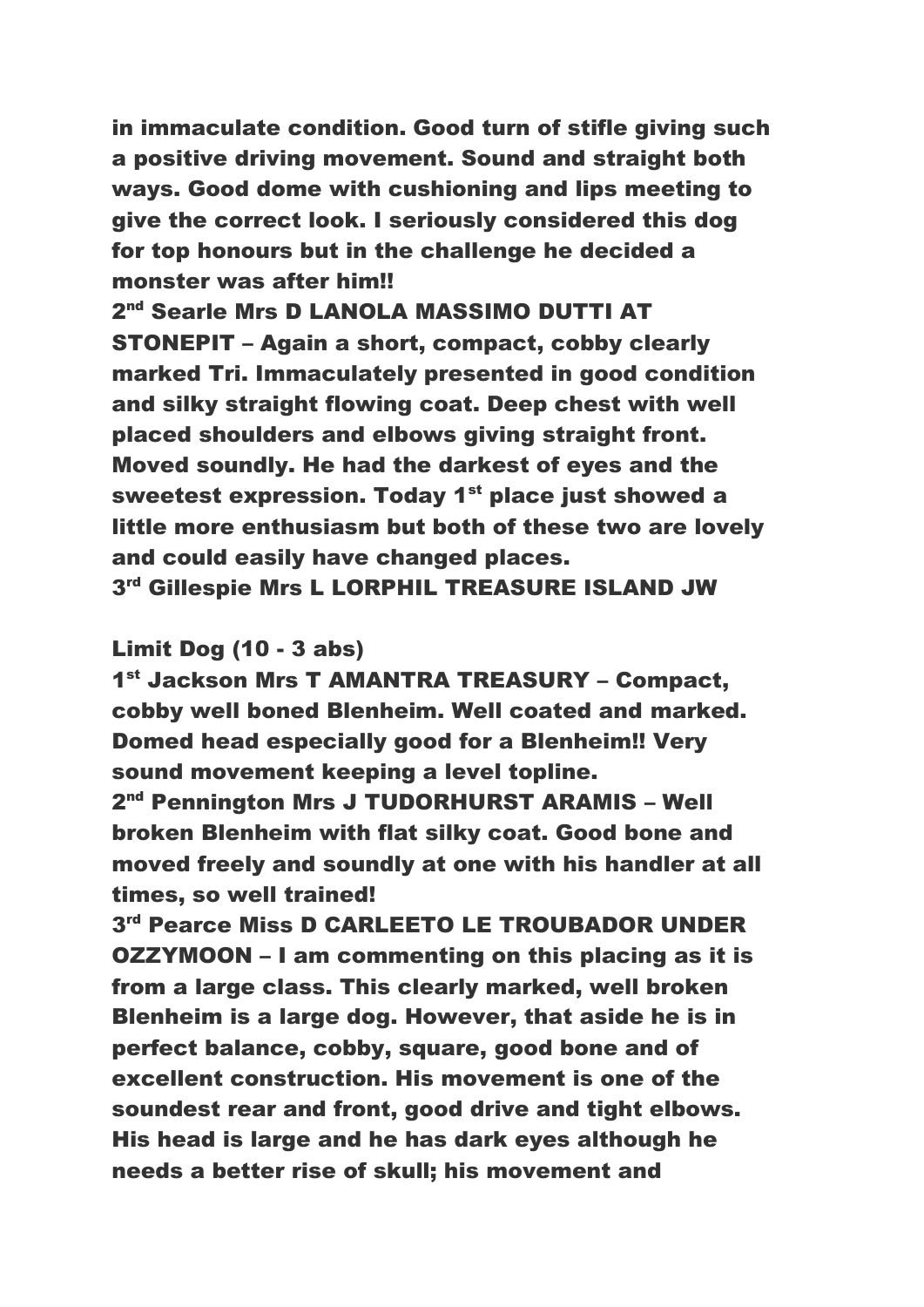**in immaculate condition. Good turn of stifle giving such a positive driving movement. Sound and straight both ways. Good dome with cushioning and lips meeting to give the correct look. I seriously considered this dog for top honours but in the challenge he decided a monster was after him!!**

**2nd Searle Mrs D LANOLA MASSIMO DUTTI AT STONEPIT – Again a short, compact, cobby clearly marked Tri. Immaculately presented in good condition and silky straight flowing coat. Deep chest with well placed shoulders and elbows giving straight front. Moved soundly. He had the darkest of eyes and the sweetest expression. Today 1st place just showed a little more enthusiasm but both of these two are lovely and could easily have changed places.**

**3rd Gillespie Mrs L LORPHIL TREASURE ISLAND JW**

**Limit Dog (10 - 3 abs)**

**1st Jackson Mrs T AMANTRA TREASURY – Compact, cobby well boned Blenheim. Well coated and marked. Domed head especially good for a Blenheim!! Very sound movement keeping a level topline.**

**2nd Pennington Mrs J TUDORHURST ARAMIS – Well broken Blenheim with flat silky coat. Good bone and moved freely and soundly at one with his handler at all times, so well trained!**

**3rd Pearce Miss D CARLEETO LE TROUBADOR UNDER OZZYMOON – I am commenting on this placing as it is from a large class. This clearly marked, well broken Blenheim is a large dog. However, that aside he is in perfect balance, cobby, square, good bone and of excellent construction. His movement is one of the soundest rear and front, good drive and tight elbows. His head is large and he has dark eyes although he needs a better rise of skull; his movement and**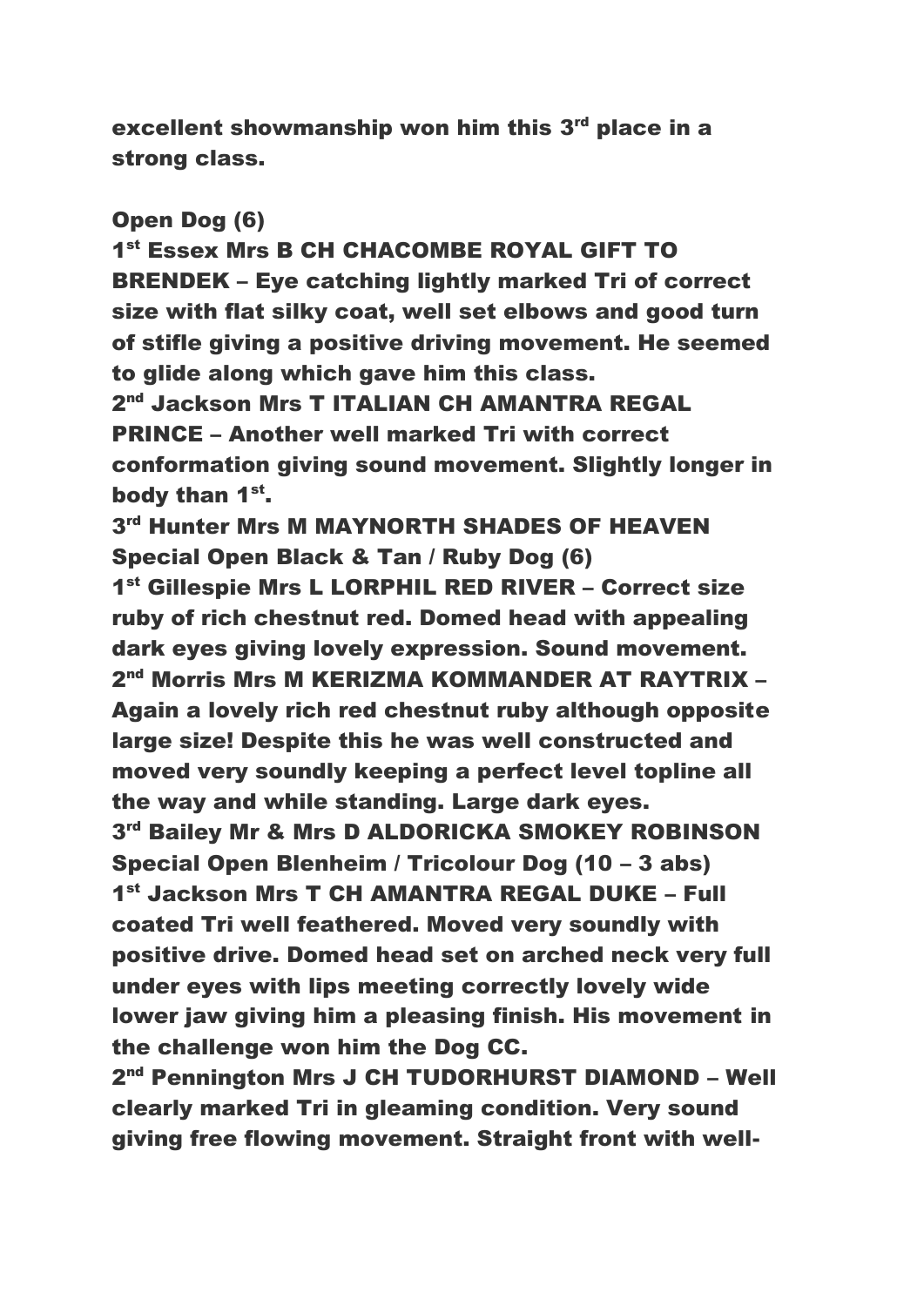excellent showmanship won him this 3rd place in a strong class.

**Open Dog (6)**

1st Essex Mrs B CH CHACOMBE ROYAL GIFT TO BRENDEK – Eye catching lightly marked Tri of correct size with flat silky coat, well set elbows and good turn of stifle giving a positive driving movement. He seemed to glide along which gave him this class.

2nd Jackson Mrs T ITALIAN CH AMANTRA REGAL PRINCE – Another well marked Tri with correct conformation giving sound movement. Slightly longer in body than 1st.

3rd Hunter Mrs M MAYNORTH SHADES OF HEAVEN

**Special Open Black & Tan / Ruby Dog (6)**

1st Gillespie Mrs L LORPHIL RED RIVER – Correct size ruby of rich chestnut red. Domed head with appealing dark eyes giving lovely expression. Sound movement.

2nd Morris Mrs M KERIZMA KOMMANDER AT RAYTRIX – Again a lovely rich red chestnut ruby although opposite large size! Despite this he was well constructed and moved very soundly keeping a perfect level topline all the way and while standing. Large dark eyes.

3rd Bailey Mr & Mrs D ALDORICKA SMOKEY ROBINSON

**Special Open Blenheim / Tricolour Dog (10 – 3 abs)**

1st Jackson Mrs T CH AMANTRA REGAL DUKE – Full coated Tri well feathered. Moved very soundly with positive drive. Domed head set on arched neck very full under eyes with lips meeting correctly lovely wide lower jaw giving him a pleasing finish. His movement in the challenge won him the Dog CC.

2nd Pennington Mrs J CH TUDORHURST DIAMOND – Well clearly marked Tri in gleaming condition. Very sound giving free flowing movement. Straight front with well-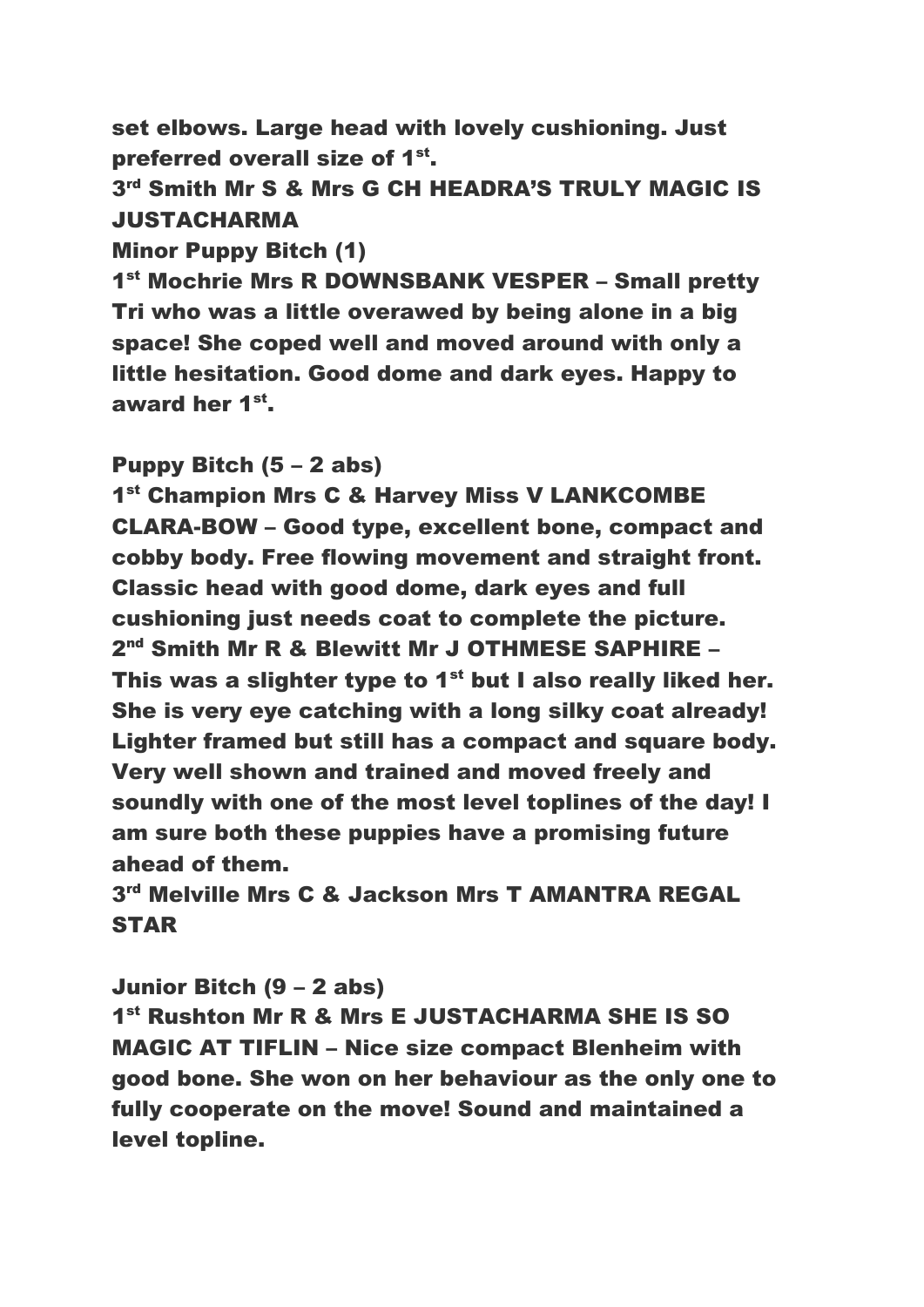**set elbows. Large head with lovely cushioning. Just preferred overall size of 1st.**

**3rd Smith Mr S & Mrs G CH HEADRA'S TRULY MAGIC IS JUSTACHARMA**

**Minor Puppy Bitch (1)**

**1st Mochrie Mrs R DOWNSBANK VESPER – Small pretty Tri who was a little overawed by being alone in a big space! She coped well and moved around with only a little hesitation. Good dome and dark eyes. Happy to award her 1st.**

**Puppy Bitch (5 – 2 abs)**

**1st Champion Mrs C & Harvey Miss V LANKCOMBE CLARA-BOW – Good type, excellent bone, compact and cobby body. Free flowing movement and straight front. Classic head with good dome, dark eyes and full cushioning just needs coat to complete the picture.**

**2nd Smith Mr R & Blewitt Mr J OTHMESE SAPHIRE – This was a slighter type to 1st but I also really liked her. She is very eye catching with a long silky coat already! Lighter framed but still has a compact and square body. Very well shown and trained and moved freely and soundly with one of the most level toplines of the day! I am sure both these puppies have a promising future ahead of them.**

**3rd Melville Mrs C & Jackson Mrs T AMANTRA REGAL STAR**

**Junior Bitch (9 – 2 abs)**

**1st Rushton Mr R & Mrs E JUSTACHARMA SHE IS SO MAGIC AT TIFLIN – Nice size compact Blenheim with good bone. She won on her behaviour as the only one to fully cooperate on the move! Sound and maintained a level topline.**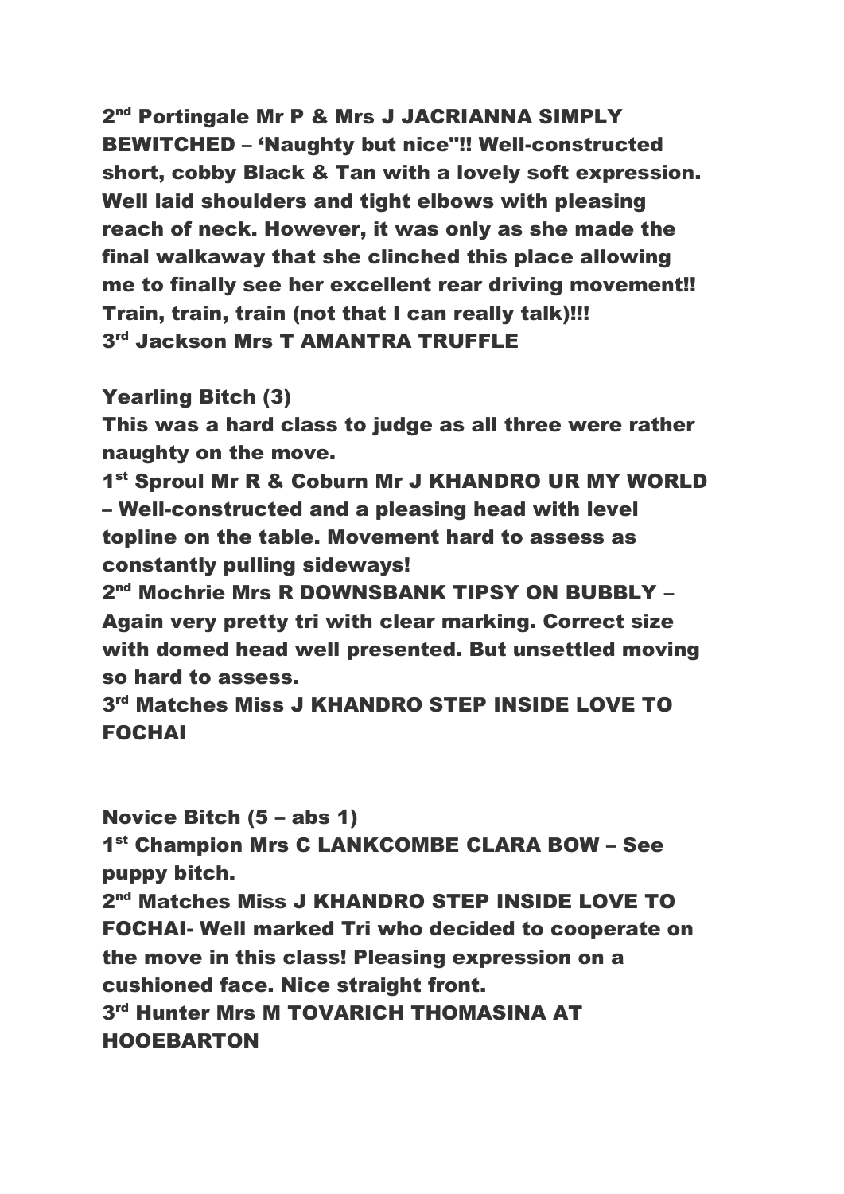**2nd Portingale Mr P & Mrs J JACRIANNA SIMPLY BEWITCHED – 'Naughty but nice"!! Well-constructed short, cobby Black & Tan with a lovely soft expression. Well laid shoulders and tight elbows with pleasing reach of neck. However, it was only as she made the final walkaway that she clinched this place allowing me to finally see her excellent rear driving movement!! Train, train, train (not that I can really talk)!!!**
**3rd Jackson Mrs T AMANTRA TRUFFLE**

**Yearling Bitch (3)**
**This was a hard class to judge as all three were rather naughty on the move.**
**1st Sproul Mr R & Coburn Mr J KHANDRO UR MY WORLD – Well-constructed and a pleasing head with level topline on the table. Movement hard to assess as constantly pulling sideways!**
**2nd Mochrie Mrs R DOWNSBANK TIPSY ON BUBBLY – Again very pretty tri with clear marking. Correct size with domed head well presented. But unsettled moving so hard to assess.**
**3rd Matches Miss J KHANDRO STEP INSIDE LOVE TO FOCHAI**

**Novice Bitch (5 – abs 1)**
**1st Champion Mrs C LANKCOMBE CLARA BOW – See puppy bitch.**
**2nd Matches Miss J KHANDRO STEP INSIDE LOVE TO FOCHAI- Well marked Tri who decided to cooperate on the move in this class! Pleasing expression on a cushioned face. Nice straight front.**
**3rd Hunter Mrs M TOVARICH THOMASINA AT HOOEBARTON**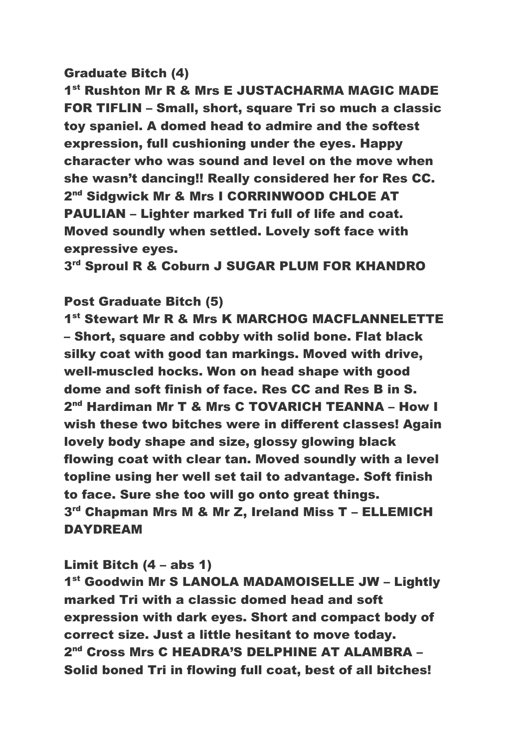**Graduate Bitch (4)**

**1st Rushton Mr R & Mrs E JUSTACHARMA MAGIC MADE FOR TIFLIN – Small, short, square Tri so much a classic toy spaniel. A domed head to admire and the softest expression, full cushioning under the eyes. Happy character who was sound and level on the move when she wasn't dancing!! Really considered her for Res CC.**

**2nd Sidgwick Mr & Mrs I CORRINWOOD CHLOE AT PAULIAN – Lighter marked Tri full of life and coat. Moved soundly when settled. Lovely soft face with expressive eyes.**

**3rd Sproul R & Coburn J SUGAR PLUM FOR KHANDRO**

**Post Graduate Bitch (5)**

**1st Stewart Mr R & Mrs K MARCHOG MACFLANNELETTE – Short, square and cobby with solid bone. Flat black silky coat with good tan markings. Moved with drive, well-muscled hocks. Won on head shape with good dome and soft finish of face. Res CC and Res B in S.**

**2nd Hardiman Mr T & Mrs C TOVARICH TEANNA – How I wish these two bitches were in different classes! Again lovely body shape and size, glossy glowing black flowing coat with clear tan. Moved soundly with a level topline using her well set tail to advantage. Soft finish to face. Sure she too will go onto great things.**

**3rd Chapman Mrs M & Mr Z, Ireland Miss T – ELLEMICH DAYDREAM**

**Limit Bitch (4 – abs 1)**

**1st Goodwin Mr S LANOLA MADAMOISELLE JW – Lightly marked Tri with a classic domed head and soft expression with dark eyes. Short and compact body of correct size. Just a little hesitant to move today.**

**2nd Cross Mrs C HEADRA'S DELPHINE AT ALAMBRA – Solid boned Tri in flowing full coat, best of all bitches!**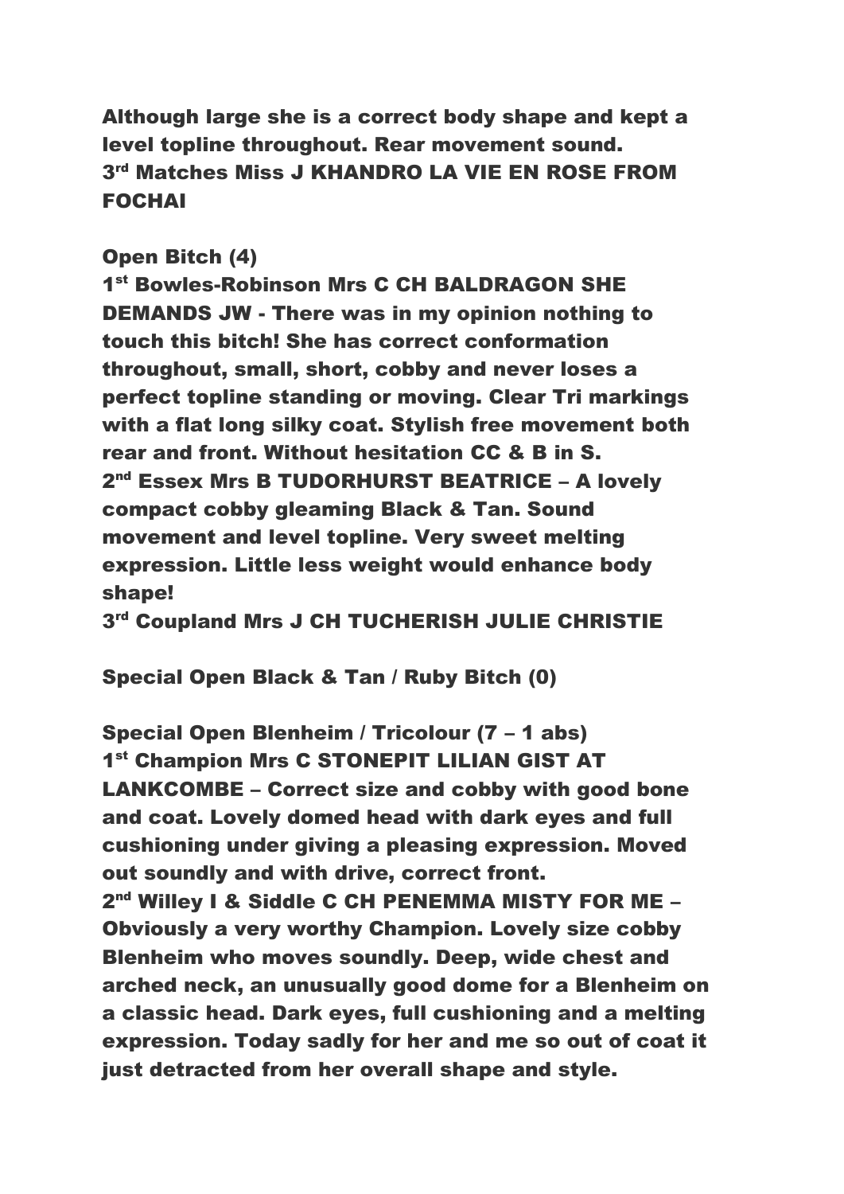**Although large she is a correct body shape and kept a level topline throughout. Rear movement sound.**
**3rd Matches Miss J KHANDRO LA VIE EN ROSE FROM FOCHAI**

**Open Bitch (4)**
**1st Bowles-Robinson Mrs C CH BALDRAGON SHE DEMANDS JW - There was in my opinion nothing to touch this bitch! She has correct conformation throughout, small, short, cobby and never loses a perfect topline standing or moving. Clear Tri markings with a flat long silky coat. Stylish free movement both rear and front. Without hesitation CC & B in S.**
**2nd Essex Mrs B TUDORHURST BEATRICE – A lovely compact cobby gleaming Black & Tan. Sound movement and level topline. Very sweet melting expression. Little less weight would enhance body shape!**
**3rd Coupland Mrs J CH TUCHERISH JULIE CHRISTIE**

**Special Open Black & Tan / Ruby Bitch (0)**

**Special Open Blenheim / Tricolour (7 – 1 abs)**
**1st Champion Mrs C STONEPIT LILIAN GIST AT LANKCOMBE – Correct size and cobby with good bone and coat. Lovely domed head with dark eyes and full cushioning under giving a pleasing expression. Moved out soundly and with drive, correct front.**
**2nd Willey I & Siddle C CH PENEMMA MISTY FOR ME – Obviously a very worthy Champion. Lovely size cobby Blenheim who moves soundly. Deep, wide chest and arched neck, an unusually good dome for a Blenheim on a classic head. Dark eyes, full cushioning and a melting expression. Today sadly for her and me so out of coat it just detracted from her overall shape and style.**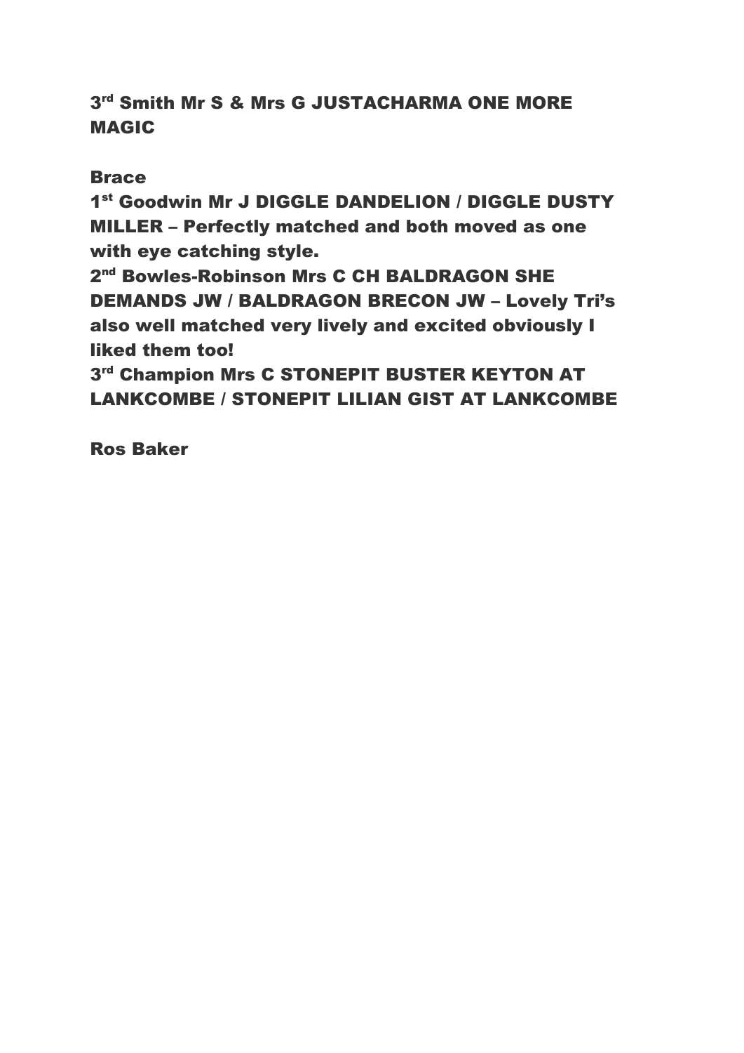**3rd Smith Mr S & Mrs G JUSTACHARMA ONE MORE MAGIC**

**Brace**

**1st Goodwin Mr J DIGGLE DANDELION / DIGGLE DUSTY MILLER – Perfectly matched and both moved as one with eye catching style.**

**2nd Bowles-Robinson Mrs C CH BALDRAGON SHE DEMANDS JW / BALDRAGON BRECON JW – Lovely Tri's also well matched very lively and excited obviously I liked them too!**

**3rd Champion Mrs C STONEPIT BUSTER KEYTON AT LANKCOMBE / STONEPIT LILIAN GIST AT LANKCOMBE**

**Ros Baker**